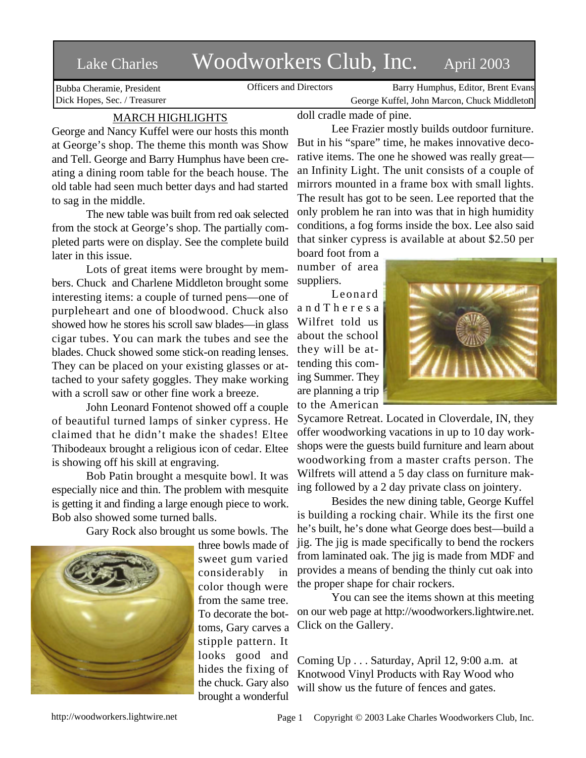# Lake Charles Woodworkers Club, Inc. April 2003

Bubba Cheramie, President
Dick Hopes, Sec. / Treasurer

Officers and Directors

Barry Humphus, Editor, Brent Evans
George Kuffel, John Marcon, Chuck Middleton

## MARCH HIGHLIGHTS

George and Nancy Kuffel were our hosts this month at George's shop. The theme this month was Show and Tell. George and Barry Humphus have been creating a dining room table for the beach house. The old table had seen much better days and had started to sag in the middle.

The new table was built from red oak selected from the stock at George's shop. The partially completed parts were on display. See the complete build later in this issue.

Lots of great items were brought by members. Chuck and Charlene Middleton brought some interesting items: a couple of turned pens—one of purpleheart and one of bloodwood. Chuck also showed how he stores his scroll saw blades—in glass cigar tubes. You can mark the tubes and see the blades. Chuck showed some stick-on reading lenses. They can be placed on your existing glasses or attached to your safety goggles. They make working with a scroll saw or other fine work a breeze.

John Leonard Fontenot showed off a couple of beautiful turned lamps of sinker cypress. He claimed that he didn't make the shades! Eltee Thibodeaux brought a religious icon of cedar. Eltee is showing off his skill at engraving.

Bob Patin brought a mesquite bowl. It was especially nice and thin. The problem with mesquite is getting it and finding a large enough piece to work. Bob also showed some turned balls.

Gary Rock also brought us some bowls. The three bowls made of sweet gum varied considerably in color though were from the same tree. To decorate the bottoms, Gary carves a stipple pattern. It looks good and hides the fixing of the chuck. Gary also brought a wonderful doll cradle made of pine.

Lee Frazier mostly builds outdoor furniture. But in his "spare" time, he makes innovative decorative items. The one he showed was really great—an Infinity Light. The unit consists of a couple of mirrors mounted in a frame box with small lights. The result has got to be seen. Lee reported that the only problem he ran into was that in high humidity conditions, a fog forms inside the box. Lee also said that sinker cypress is available at about $2.50 per board foot from a number of area suppliers.

Leonard and Theresa Wilfret told us about the school they will be attending this coming Summer. They are planning a trip to the American Sycamore Retreat. Located in Cloverdale, IN, they offer woodworking vacations in up to 10 day workshops were the guests build furniture and learn about woodworking from a master crafts person. The Wilfrets will attend a 5 day class on furniture making followed by a 2 day private class on jointery.

Besides the new dining table, George Kuffel is building a rocking chair. While its the first one he's built, he's done what George does best—build a jig. The jig is made specifically to bend the rockers from laminated oak. The jig is made from MDF and provides a means of bending the thinly cut oak into the proper shape for chair rockers.

You can see the items shown at this meeting on our web page at http://woodworkers.lightwire.net. Click on the Gallery.

Coming Up . . . Saturday, April 12, 9:00 a.m. at Knotwood Vinyl Products with Ray Wood who will show us the future of fences and gates.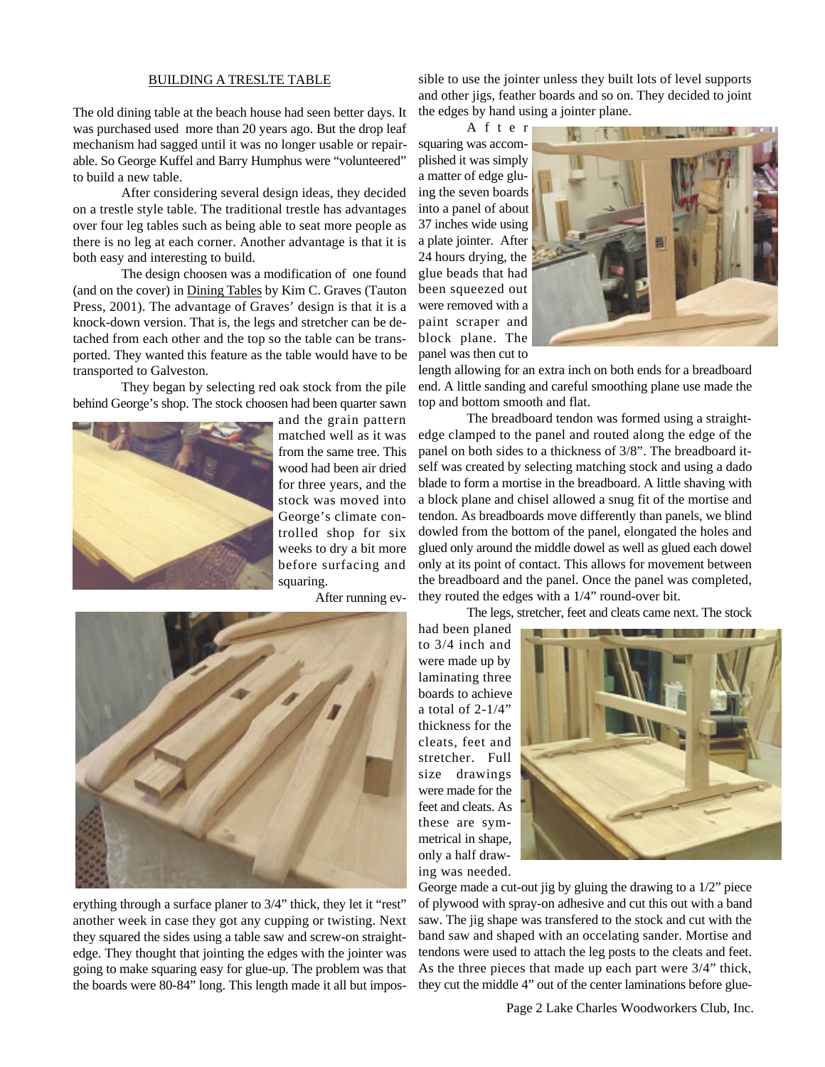## BUILDING A TRESLTE TABLE

The old dining table at the beach house had seen better days. It was purchased used more than 20 years ago. But the drop leaf mechanism had sagged until it was no longer usable or repairable. So George Kuffel and Barry Humphus were "volunteered" to build a new table.

After considering several design ideas, they decided on a trestle style table. The traditional trestle has advantages over four leg tables such as being able to seat more people as there is no leg at each corner. Another advantage is that it is both easy and interesting to build.

The design choosen was a modification of one found (and on the cover) in Dining Tables by Kim C. Graves (Tauton Press, 2001). The advantage of Graves' design is that it is a knock-down version. That is, the legs and stretcher can be detached from each other and the top so the table can be transported. They wanted this feature as the table would have to be transported to Galveston.

They began by selecting red oak stock from the pile behind George's shop. The stock choosen had been quarter sawn and the grain pattern matched well as it was from the same tree. This wood had been air dried for three years, and the stock was moved into George's climate controlled shop for six weeks to dry a bit more before surfacing and squaring.

After running everything through a surface planer to 3/4" thick, they let it "rest" another week in case they got any cupping or twisting. Next they squared the sides using a table saw and screw-on straightedge. They thought that jointing the edges with the jointer was going to make squaring easy for glue-up. The problem was that the boards were 80-84" long. This length made it all but impossible to use the jointer unless they built lots of level supports and other jigs, feather boards and so on. They decided to joint the edges by hand using a jointer plane.

After squaring was accomplished it was simply a matter of edge gluing the seven boards into a panel of about 37 inches wide using a plate jointer. After 24 hours drying, the glue beads that had been squeezed out were removed with a paint scraper and block plane. The panel was then cut to length allowing for an extra inch on both ends for a breadboard end. A little sanding and careful smoothing plane use made the top and bottom smooth and flat.

The breadboard tendon was formed using a straightedge clamped to the panel and routed along the edge of the panel on both sides to a thickness of 3/8". The breadboard itself was created by selecting matching stock and using a dado blade to form a mortise in the breadboard. A little shaving with a block plane and chisel allowed a snug fit of the mortise and tendon. As breadboards move differently than panels, we blind dowled from the bottom of the panel, elongated the holes and glued only around the middle dowel as well as glued each dowel only at its point of contact. This allows for movement between the breadboard and the panel. Once the panel was completed, they routed the edges with a 1/4" round-over bit.

The legs, stretcher, feet and cleats came next. The stock had been planed to 3/4 inch and were made up by laminating three boards to achieve a total of 2-1/4" thickness for the cleats, feet and stretcher. Full size drawings were made for the feet and cleats. As these are symmetrical in shape, only a half drawing was needed. George made a cut-out jig by gluing the drawing to a 1/2" piece of plywood with spray-on adhesive and cut this out with a band saw. The jig shape was transfered to the stock and cut with the band saw and shaped with an occelating sander. Mortise and tendons were used to attach the leg posts to the cleats and feet. As the three pieces that made up each part were 3/4" thick, they cut the middle 4" out of the center laminations before glue-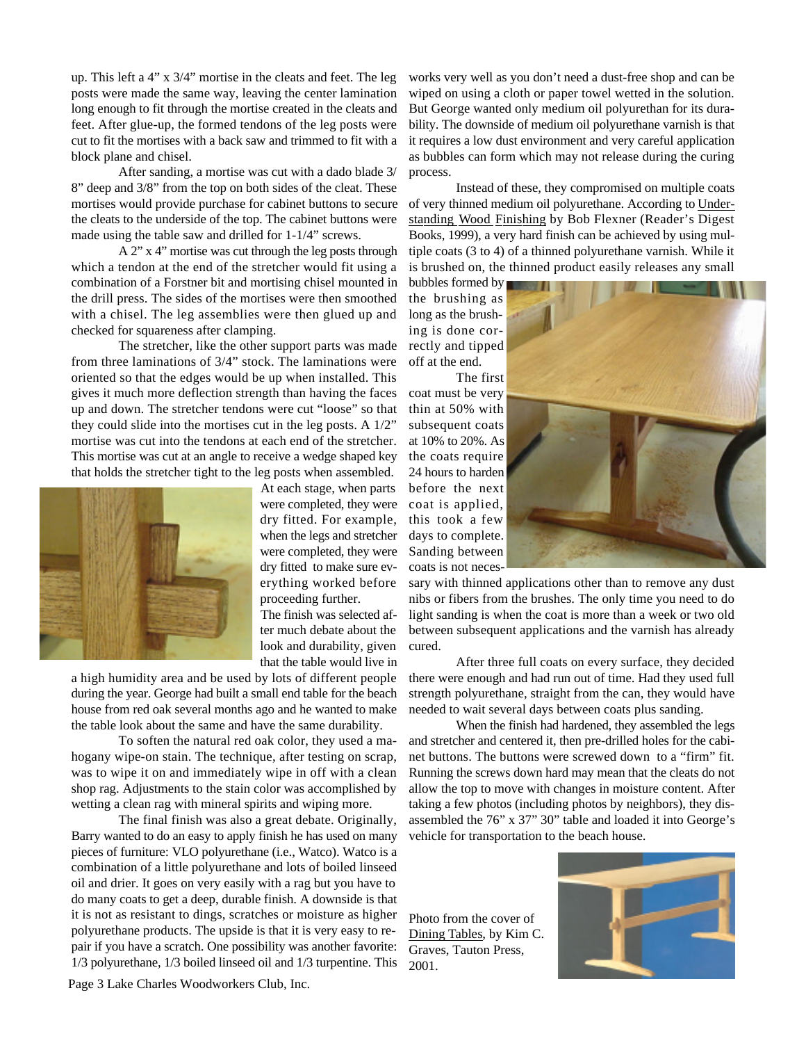up. This left a 4" x 3/4" mortise in the cleats and feet. The leg posts were made the same way, leaving the center lamination long enough to fit through the mortise created in the cleats and feet. After glue-up, the formed tendons of the leg posts were cut to fit the mortises with a back saw and trimmed to fit with a block plane and chisel.

After sanding, a mortise was cut with a dado blade 3/8" deep and 3/8" from the top on both sides of the cleat. These mortises would provide purchase for cabinet buttons to secure the cleats to the underside of the top. The cabinet buttons were made using the table saw and drilled for 1-1/4" screws.

A 2" x 4" mortise was cut through the leg posts through which a tendon at the end of the stretcher would fit using a combination of a Forstner bit and mortising chisel mounted in the drill press. The sides of the mortises were then smoothed with a chisel. The leg assemblies were then glued up and checked for squareness after clamping.

The stretcher, like the other support parts was made from three laminations of 3/4" stock. The laminations were oriented so that the edges would be up when installed. This gives it much more deflection strength than having the faces up and down. The stretcher tendons were cut "loose" so that they could slide into the mortises cut in the leg posts. A 1/2" mortise was cut into the tendons at each end of the stretcher. This mortise was cut at an angle to receive a wedge shaped key that holds the stretcher tight to the leg posts when assembled.

At each stage, when parts were completed, they were dry fitted. For example, when the legs and stretcher were completed, they were dry fitted to make sure everything worked before proceeding further.

The finish was selected after much debate about the look and durability, given that the table would live in a high humidity area and be used by lots of different people during the year. George had built a small end table for the beach house from red oak several months ago and he wanted to make the table look about the same and have the same durability.

To soften the natural red oak color, they used a mahogany wipe-on stain. The technique, after testing on scrap, was to wipe it on and immediately wipe in off with a clean shop rag. Adjustments to the stain color was accomplished by wetting a clean rag with mineral spirits and wiping more.

The final finish was also a great debate. Originally, Barry wanted to do an easy to apply finish he has used on many pieces of furniture: VLO polyurethane (i.e., Watco). Watco is a combination of a little polyurethane and lots of boiled linseed oil and drier. It goes on very easily with a rag but you have to do many coats to get a deep, durable finish. A downside is that it is not as resistant to dings, scratches or moisture as higher polyurethane products. The upside is that it is very easy to repair if you have a scratch. One possibility was another favorite: 1/3 polyurethane, 1/3 boiled linseed oil and 1/3 turpentine. This works very well as you don't need a dust-free shop and can be wiped on using a cloth or paper towel wetted in the solution. But George wanted only medium oil polyurethan for its durability. The downside of medium oil polyurethane varnish is that it requires a low dust environment and very careful application as bubbles can form which may not release during the curing process.

Instead of these, they compromised on multiple coats of very thinned medium oil polyurethane. According to Understanding Wood Finishing by Bob Flexner (Reader's Digest Books, 1999), a very hard finish can be achieved by using multiple coats (3 to 4) of a thinned polyurethane varnish. While it is brushed on, the thinned product easily releases any small bubbles formed by the brushing as long as the brushing is done correctly and tipped off at the end.

The first coat must be very thin at 50% with subsequent coats at 10% to 20%. As the coats require 24 hours to harden before the next coat is applied, this took a few days to complete. Sanding between coats is not necessary with thinned applications other than to remove any dust nibs or fibers from the brushes. The only time you need to do light sanding is when the coat is more than a week or two old between subsequent applications and the varnish has already cured.

After three full coats on every surface, they decided there were enough and had run out of time. Had they used full strength polyurethane, straight from the can, they would have needed to wait several days between coats plus sanding.

When the finish had hardened, they assembled the legs and stretcher and centered it, then pre-drilled holes for the cabinet buttons. The buttons were screwed down to a "firm" fit. Running the screws down hard may mean that the cleats do not allow the top to move with changes in moisture content. After taking a few photos (including photos by neighbors), they disassembled the 76" x 37" 30" table and loaded it into George's vehicle for transportation to the beach house.

Photo from the cover of Dining Tables, by Kim C. Graves, Tauton Press, 2001.